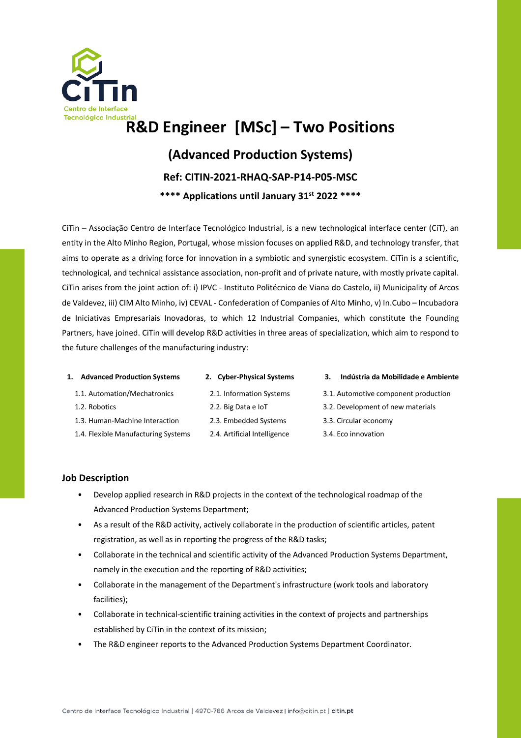CiTin
Centro de Interface Tecnológico Industrial

# R&D Engineer [MSc] – Two Positions

## (Advanced Production Systems)

### Ref: CITIN-2021-RHAQ-SAP-P14-P05-MSC

**\*\*\*\* Applications until January 31st 2022 \*\*\*\***

CiTin – Associação Centro de Interface Tecnológico Industrial, is a new technological interface center (CiT), an entity in the Alto Minho Region, Portugal, whose mission focuses on applied R&D, and technology transfer, that aims to operate as a driving force for innovation in a symbiotic and synergistic ecosystem. CiTin is a scientific, technological, and technical assistance association, non-profit and of private nature, with mostly private capital. CiTin arises from the joint action of: i) IPVC - Instituto Politécnico de Viana do Castelo, ii) Municipality of Arcos de Valdevez, iii) CIM Alto Minho, iv) CEVAL - Confederation of Companies of Alto Minho, v) In.Cubo – Incubadora de Iniciativas Empresariais Inovadoras, to which 12 Industrial Companies, which constitute the Founding Partners, have joined. CiTin will develop R&D activities in three areas of specialization, which aim to respond to the future challenges of the manufacturing industry:

1. **Advanced Production Systems**
   - 1.1. Automation/Mechatronics
   - 1.2. Robotics
   - 1.3. Human-Machine Interaction
   - 1.4. Flexible Manufacturing Systems
2. **Cyber-Physical Systems**
   - 2.1. Information Systems
   - 2.2. Big Data e IoT
   - 2.3. Embedded Systems
   - 2.4. Artificial Intelligence
3. **Indústria da Mobilidade e Ambiente**
   - 3.1. Automotive component production
   - 3.2. Development of new materials
   - 3.3. Circular economy
   - 3.4. Eco innovation

## Job Description

- Develop applied research in R&D projects in the context of the technological roadmap of the Advanced Production Systems Department;
- As a result of the R&D activity, actively collaborate in the production of scientific articles, patent registration, as well as in reporting the progress of the R&D tasks;
- Collaborate in the technical and scientific activity of the Advanced Production Systems Department, namely in the execution and the reporting of R&D activities;
- Collaborate in the management of the Department's infrastructure (work tools and laboratory facilities);
- Collaborate in technical-scientific training activities in the context of projects and partnerships established by CiTin in the context of its mission;
- The R&D engineer reports to the Advanced Production Systems Department Coordinator.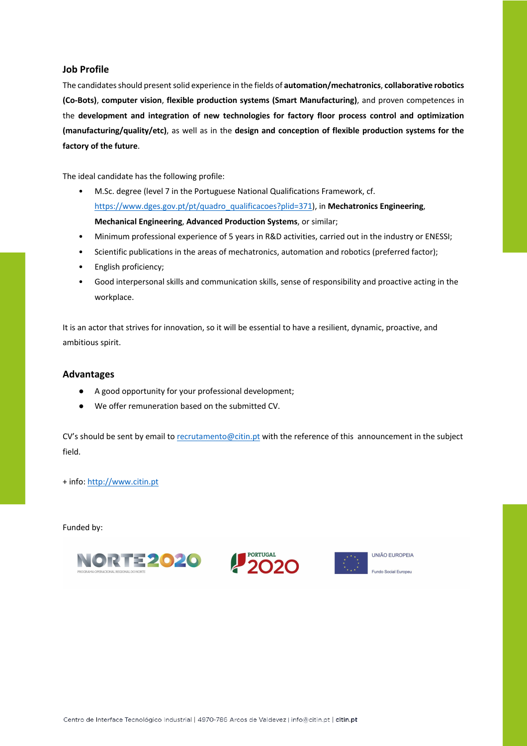## Job Profile

The candidates should present solid experience in the fields of **automation/mechatronics**, **collaborative robotics (Co-Bots)**, **computer vision**, **flexible production systems (Smart Manufacturing)**, and proven competences in the **development and integration of new technologies for factory floor process control and optimization (manufacturing/quality/etc)**, as well as in the **design and conception of flexible production systems for the factory of the future**.

The ideal candidate has the following profile:

- M.Sc. degree (level 7 in the Portuguese National Qualifications Framework, cf. https://www.dges.gov.pt/pt/quadro_qualificacoes?plid=371), in **Mechatronics Engineering**, **Mechanical Engineering**, **Advanced Production Systems**, or similar;
- Minimum professional experience of 5 years in R&D activities, carried out in the industry or ENESSI;
- Scientific publications in the areas of mechatronics, automation and robotics (preferred factor);
- English proficiency;
- Good interpersonal skills and communication skills, sense of responsibility and proactive acting in the workplace.

It is an actor that strives for innovation, so it will be essential to have a resilient, dynamic, proactive, and ambitious spirit.

## Advantages

- A good opportunity for your professional development;
- We offer remuneration based on the submitted CV.

CV's should be sent by email to recrutamento@citin.pt with the reference of this announcement in the subject field.

+ info: http://www.citin.pt

Funded by:

NORTE2020 PROGRAMA OPERACIONAL REGIONAL DO NORTE

PORTUGAL 2020

UNIÃO EUROPEIA Fundo Social Europeu